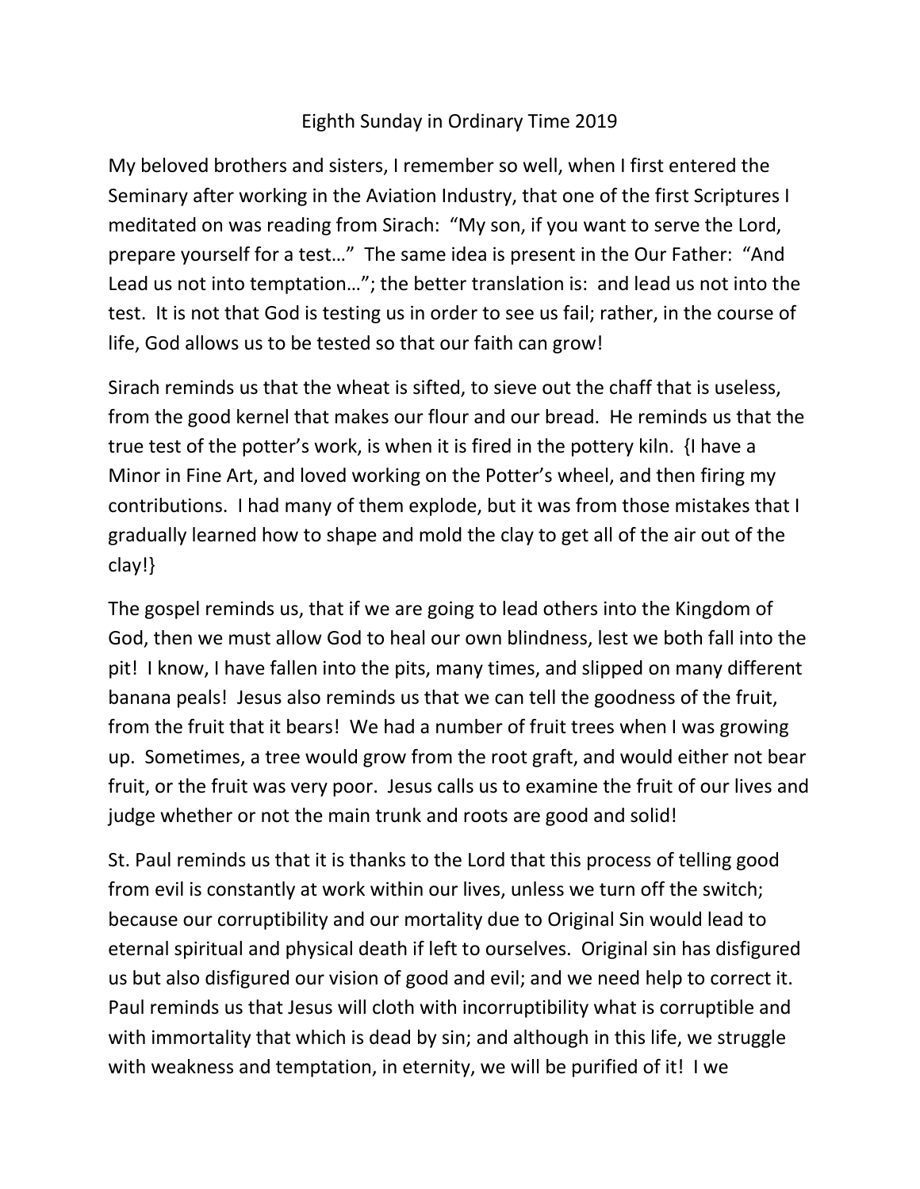Eighth Sunday in Ordinary Time 2019

My beloved brothers and sisters, I remember so well, when I first entered the Seminary after working in the Aviation Industry, that one of the first Scriptures I meditated on was reading from Sirach: "My son, if you want to serve the Lord, prepare yourself for a test…" The same idea is present in the Our Father: "And Lead us not into temptation…"; the better translation is: and lead us not into the test. It is not that God is testing us in order to see us fail; rather, in the course of life, God allows us to be tested so that our faith can grow!

Sirach reminds us that the wheat is sifted, to sieve out the chaff that is useless, from the good kernel that makes our flour and our bread. He reminds us that the true test of the potter's work, is when it is fired in the pottery kiln. {I have a Minor in Fine Art, and loved working on the Potter's wheel, and then firing my contributions. I had many of them explode, but it was from those mistakes that I gradually learned how to shape and mold the clay to get all of the air out of the clay!}

The gospel reminds us, that if we are going to lead others into the Kingdom of God, then we must allow God to heal our own blindness, lest we both fall into the pit! I know, I have fallen into the pits, many times, and slipped on many different banana peals! Jesus also reminds us that we can tell the goodness of the fruit, from the fruit that it bears! We had a number of fruit trees when I was growing up. Sometimes, a tree would grow from the root graft, and would either not bear fruit, or the fruit was very poor. Jesus calls us to examine the fruit of our lives and judge whether or not the main trunk and roots are good and solid!

St. Paul reminds us that it is thanks to the Lord that this process of telling good from evil is constantly at work within our lives, unless we turn off the switch; because our corruptibility and our mortality due to Original Sin would lead to eternal spiritual and physical death if left to ourselves. Original sin has disfigured us but also disfigured our vision of good and evil; and we need help to correct it. Paul reminds us that Jesus will cloth with incorruptibility what is corruptible and with immortality that which is dead by sin; and although in this life, we struggle with weakness and temptation, in eternity, we will be purified of it! I we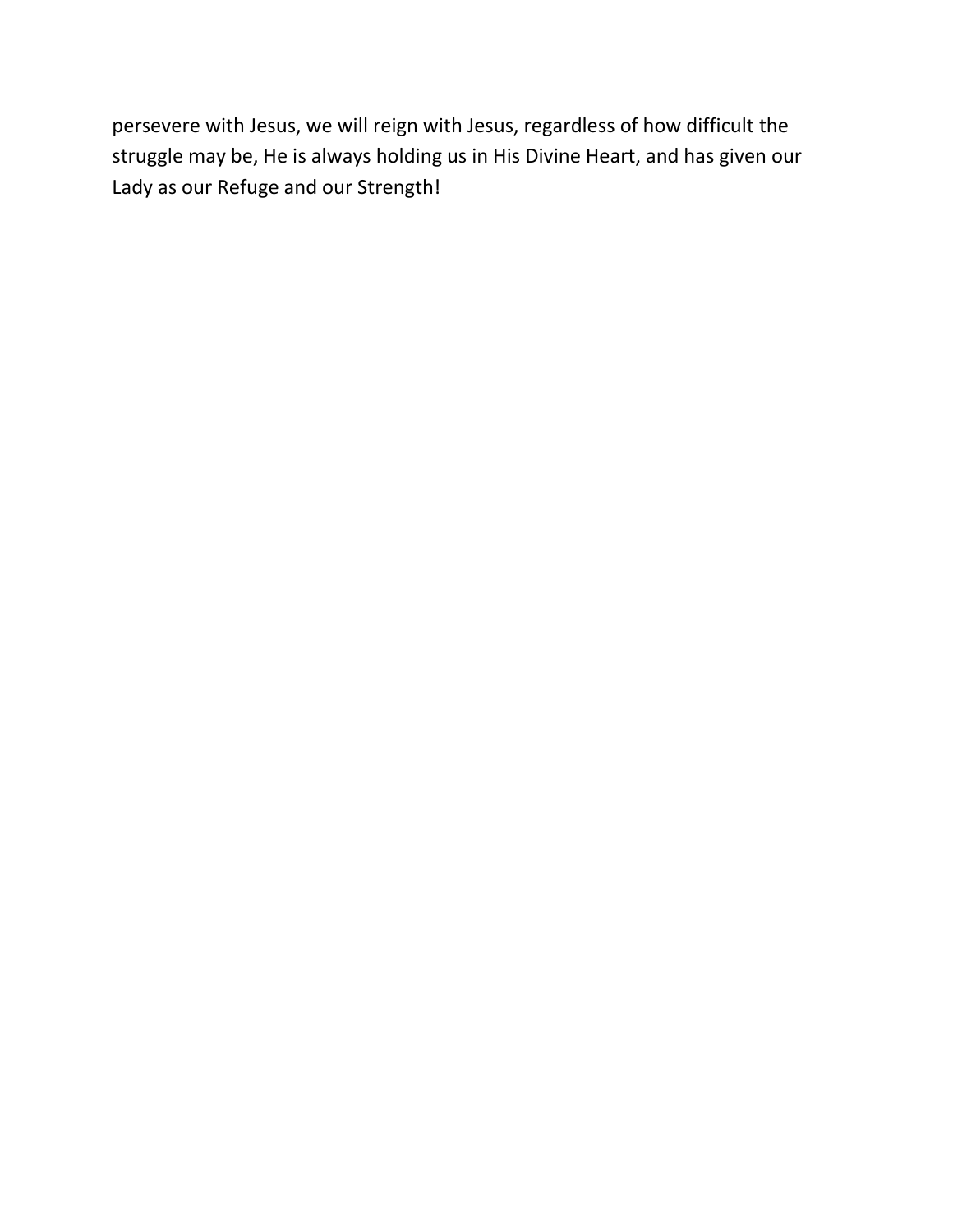persevere with Jesus, we will reign with Jesus, regardless of how difficult the struggle may be, He is always holding us in His Divine Heart, and has given our Lady as our Refuge and our Strength!